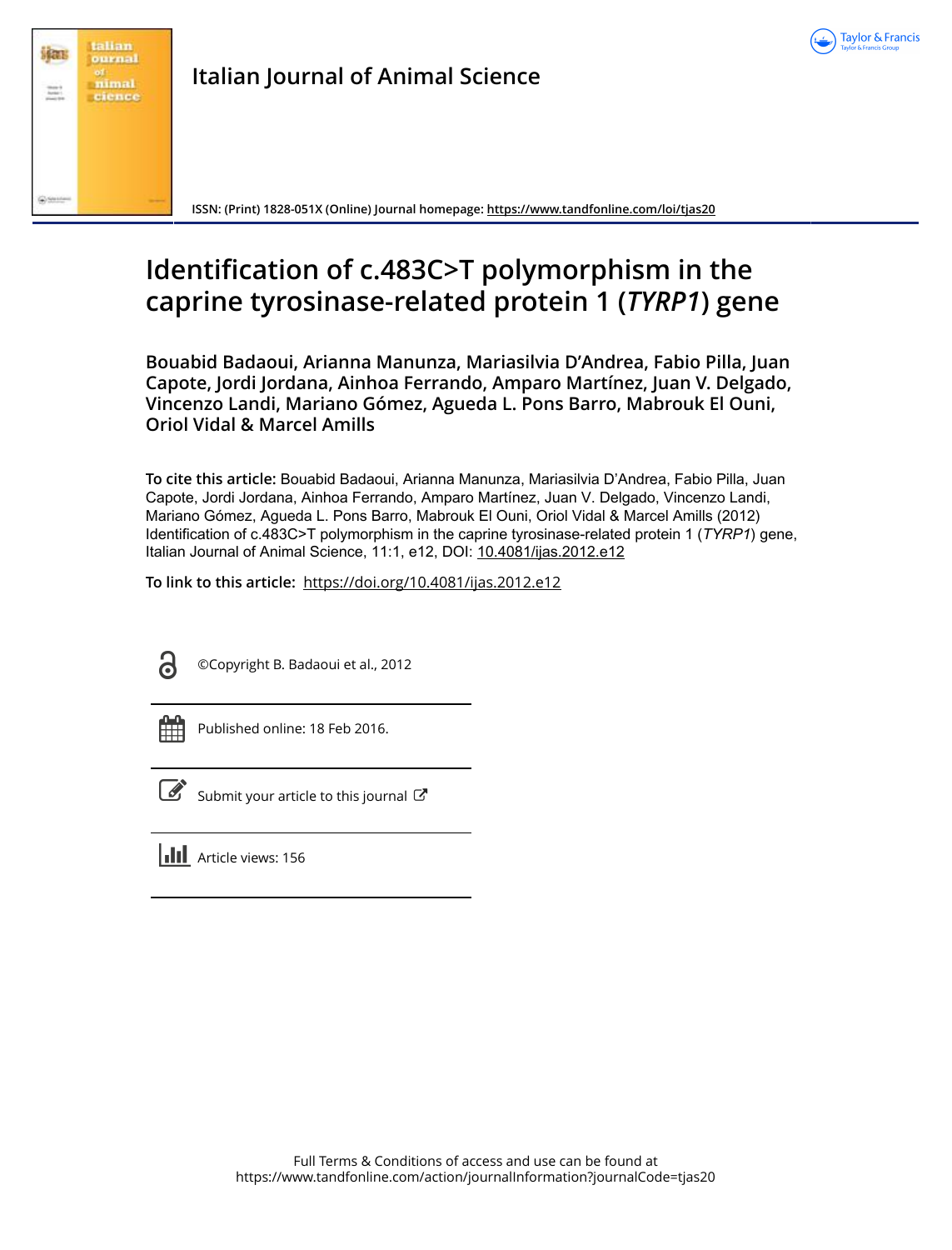Italian Journal of Animal Science

ISSN: (Print) 1828-051X (Online) Journal homepage: https://www.tandfonline.com/loi/tjas20

# Identification of c.483C>T polymorphism in the caprine tyrosinase-related protein 1 (*TYRP1*) gene

**Bouabid Badaoui, Arianna Manunza, Mariasilvia D'Andrea, Fabio Pilla, Juan Capote, Jordi Jordana, Ainhoa Ferrando, Amparo Martínez, Juan V. Delgado, Vincenzo Landi, Mariano Gómez, Agueda L. Pons Barro, Mabrouk El Ouni, Oriol Vidal & Marcel Amills**

**To cite this article:** Bouabid Badaoui, Arianna Manunza, Mariasilvia D'Andrea, Fabio Pilla, Juan Capote, Jordi Jordana, Ainhoa Ferrando, Amparo Martínez, Juan V. Delgado, Vincenzo Landi, Mariano Gómez, Agueda L. Pons Barro, Mabrouk El Ouni, Oriol Vidal & Marcel Amills (2012) Identification of c.483C>T polymorphism in the caprine tyrosinase-related protein 1 (*TYRP1*) gene, Italian Journal of Animal Science, 11:1, e12, DOI: 10.4081/ijas.2012.e12

**To link to this article:** https://doi.org/10.4081/ijas.2012.e12

©Copyright B. Badaoui et al., 2012

Published online: 18 Feb 2016.

Submit your article to this journal

Article views: 156

Full Terms & Conditions of access and use can be found at https://www.tandfonline.com/action/journalInformation?journalCode=tjas20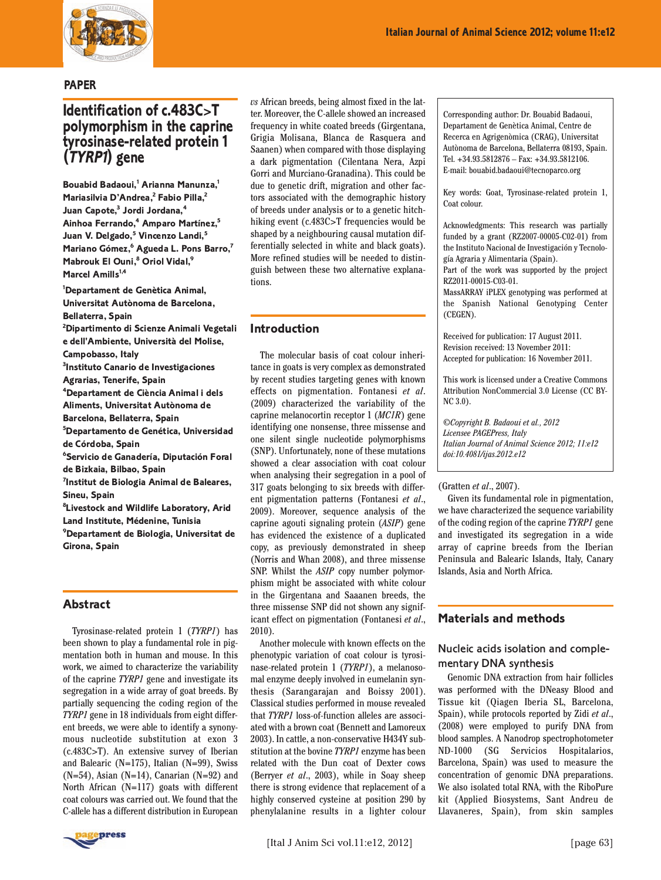## PAPER

# Identification of c.483C>T polymorphism in the caprine tyrosinase-related protein 1 (*TYRP1*) gene

**Bouabid Badaoui,[1] Arianna Manunza,[1] Mariasilvia D'Andrea,[2] Fabio Pilla,[2] Juan Capote,[3] Jordi Jordana,[4] Ainhoa Ferrando,[4] Amparo Martínez,[5] Juan V. Delgado,[5] Vincenzo Landi,[5] Mariano Gómez,[6] Agueda L. Pons Barro,[7] Mabrouk El Ouni,[8] Oriol Vidal,[9] Marcel Amills[1,4]**

[1]Departament de Genètica Animal, Universitat Autònoma de Barcelona, Bellaterra, Spain
[2]Dipartimento di Scienze Animali Vegetali e dell'Ambiente, Università del Molise, Campobasso, Italy
[3]Instituto Canario de Investigaciones Agrarias, Tenerife, Spain
[4]Departament de Ciència Animal i dels Aliments, Universitat Autònoma de Barcelona, Bellaterra, Spain
[5]Departamento de Genética, Universidad de Córdoba, Spain
[6]Servicio de Ganadería, Diputación Foral de Bizkaia, Bilbao, Spain
[7]Institut de Biologia Animal de Baleares, Sineu, Spain
[8]Livestock and Wildlife Laboratory, Arid Land Institute, Médenine, Tunisia
[9]Departament de Biologia, Universitat de Girona, Spain

## Abstract

Tyrosinase-related protein 1 (*TYRP1*) has been shown to play a fundamental role in pigmentation both in human and mouse. In this work, we aimed to characterize the variability of the caprine *TYRP1* gene and investigate its segregation in a wide array of goat breeds. By partially sequencing the coding region of the *TYRP1* gene in 18 individuals from eight different breeds, we were able to identify a synonymous nucleotide substitution at exon 3 (c.483C>T). An extensive survey of Iberian and Balearic (N=175), Italian (N=99), Swiss (N=54), Asian (N=14), Canarian (N=92) and North African (N=117) goats with different coat colours was carried out. We found that the C-allele has a different distribution in European *vs* African breeds, being almost fixed in the latter. Moreover, the C-allele showed an increased frequency in white coated breeds (Girgentana, Grigia Molisana, Blanca de Rasquera and Saanen) when compared with those displaying a dark pigmentation (Cilentana Nera, Azpi Gorri and Murciano-Granadina). This could be due to genetic drift, migration and other factors associated with the demographic history of breeds under analysis or to a genetic hitchhiking event (c.483C>T frequencies would be shaped by a neighbouring causal mutation differentially selected in white and black goats). More refined studies will be needed to distinguish between these two alternative explanations.

Corresponding author: Dr. Bouabid Badaoui, Departament de Genètica Animal, Centre de Recerca en Agrigenòmica (CRAG), Universitat Autònoma de Barcelona, Bellaterra 08193, Spain. Tel. +34.93.5812876 – Fax: +34.93.5812106. E-mail: bouabid.badaoui@tecnoparco.org

Key words: Goat, Tyrosinase-related protein 1, Coat colour.

Acknowledgments: This research was partially funded by a grant (RZ2007-00005-C02-01) from the Instituto Nacional de Investigación y Tecnología Agraria y Alimentaria (Spain).
Part of the work was supported by the project RZ2011-00015-C03-01.
MassARRAY iPLEX genotyping was performed at the Spanish National Genotyping Center (CEGEN).

Received for publication: 17 August 2011.
Revision received: 13 November 2011.
Accepted for publication: 16 November 2011.

This work is licensed under a Creative Commons Attribution NonCommercial 3.0 License (CC BY-NC 3.0).

*©Copyright B. Badaoui et al., 2012*
*Licensee PAGEPress, Italy*
*Italian Journal of Animal Science 2012; 11:e12*
*doi:10.4081/ijas.2012.e12*

## Introduction

The molecular basis of coat colour inheritance in goats is very complex as demonstrated by recent studies targeting genes with known effects on pigmentation. Fontanesi *et al*. (2009) characterized the variability of the caprine melanocortin receptor 1 (*MC1R*) gene identifying one nonsense, three missense and one silent single nucleotide polymorphisms (SNP). Unfortunately, none of these mutations showed a clear association with coat colour when analysing their segregation in a pool of 317 goats belonging to six breeds with different pigmentation patterns (Fontanesi *et al*., 2009). Moreover, sequence analysis of the caprine agouti signaling protein (*ASIP*) gene has evidenced the existence of a duplicated copy, as previously demonstrated in sheep (Norris and Whan 2008), and three missense SNP. Whilst the *ASIP* copy number polymorphism might be associated with white colour in the Girgentana and Saaanen breeds, the three missense SNP did not shown any significant effect on pigmentation (Fontanesi *et al*., 2010).

Another molecule with known effects on the phenotypic variation of coat colour is tyrosinase-related protein 1 (*TYRP1*), a melanosomal enzyme deeply involved in eumelanin synthesis (Sarangarajan and Boissy 2001). Classical studies performed in mouse revealed that *TYRP1* loss-of-function alleles are associated with a brown coat (Bennett and Lamoreux 2003). In cattle, a non-conservative H434Y substitution at the bovine *TYRP1* enzyme has been related with the Dun coat of Dexter cows (Berryer *et al*., 2003), while in Soay sheep there is strong evidence that replacement of a highly conserved cysteine at position 290 by phenylalanine results in a lighter colour (Gratten *et al*., 2007).

Given its fundamental role in pigmentation, we have characterized the sequence variability of the coding region of the caprine *TYRP1* gene and investigated its segregation in a wide array of caprine breeds from the Iberian Peninsula and Balearic Islands, Italy, Canary Islands, Asia and North Africa.

## Materials and methods

### Nucleic acids isolation and complementary DNA synthesis

Genomic DNA extraction from hair follicles was performed with the DNeasy Blood and Tissue kit (Qiagen Iberia SL, Barcelona, Spain), while protocols reported by Zidi *et al*., (2008) were employed to purify DNA from blood samples. A Nanodrop spectrophotometer ND-1000 (SG Servicios Hospitalarios, Barcelona, Spain) was used to measure the concentration of genomic DNA preparations. We also isolated total RNA, with the RiboPure kit (Applied Biosystems, Sant Andreu de Llavaneres, Spain), from skin samples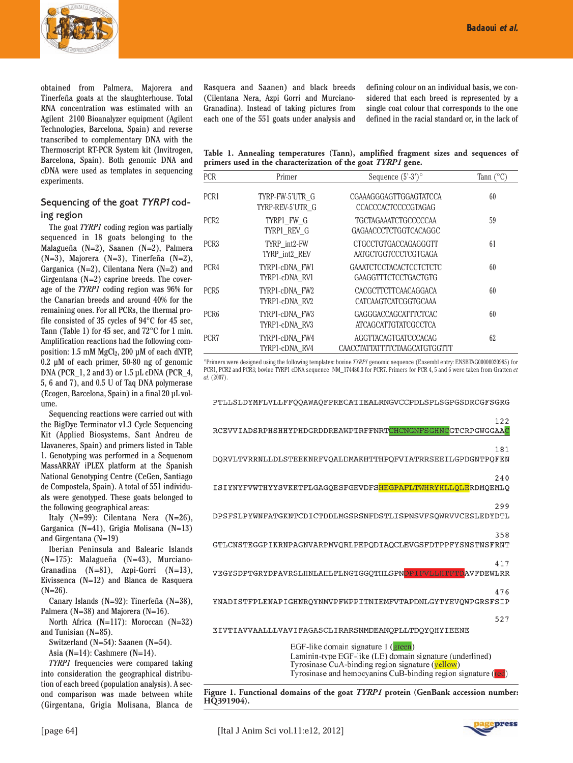obtained from Palmera, Majorera and Tinerfeña goats at the slaughterhouse. Total RNA concentration was estimated with an Agilent 2100 Bioanalyzer equipment (Agilent Technologies, Barcelona, Spain) and reverse transcribed to complementary DNA with the Thermoscript RT-PCR System kit (Invitrogen, Barcelona, Spain). Both genomic DNA and cDNA were used as templates in sequencing experiments.

## Sequencing of the goat *TYRP1* coding region

The goat *TYRP1* coding region was partially sequenced in 18 goats belonging to the Malagueña (N=2), Saanen (N=2), Palmera (N=3), Majorera (N=3), Tinerfeña (N=2), Garganica (N=2), Cilentana Nera (N=2) and Girgentana (N=2) caprine breeds. The coverage of the *TYRP1* coding region was 96% for the Canarian breeds and around 40% for the remaining ones. For all PCRs, the thermal profile consisted of 35 cycles of 94°C for 45 sec, Tann (Table 1) for 45 sec, and 72°C for 1 min. Amplification reactions had the following composition: 1.5 mM $MgCl_2$, 200 µM of each dNTP, 0.2 µM of each primer, 50-80 ng of genomic DNA (PCR_1, 2 and 3) or 1.5 µL cDNA (PCR_4, 5, 6 and 7), and 0.5 U of Taq DNA polymerase (Ecogen, Barcelona, Spain) in a final 20 µL volume.

Sequencing reactions were carried out with the BigDye Terminator v1.3 Cycle Sequencing Kit (Applied Biosystems, Sant Andreu de Llavaneres, Spain) and primers listed in Table 1. Genotyping was performed in a Sequenom MassARRAY iPLEX platform at the Spanish National Genotyping Centre (CeGen, Santiago de Compostela, Spain). A total of 551 individuals were genotyped. These goats belonged to the following geographical areas:

Italy (N=99): Cilentana Nera (N=26), Garganica (N=41), Grigia Molisana (N=13) and Girgentana (N=19)

Iberian Peninsula and Balearic Islands (N=175): Malagueña (N=43), Murciano-Granadina (N=81), Azpi-Gorri (N=13), Eivissenca (N=12) and Blanca de Rasquera (N=26).

Canary Islands (N=92): Tinerfeña (N=38), Palmera (N=38) and Majorera (N=16).

North Africa (N=117): Moroccan (N=32) and Tunisian (N=85).

Switzerland (N=54): Saanen (N=54).

Asia (N=14): Cashmere (N=14).

*TYRP1* frequencies were compared taking into consideration the geographical distribution of each breed (population analysis). A second comparison was made between white (Girgentana, Grigia Molisana, Blanca de Rasquera and Saanen) and black breeds (Cilentana Nera, Azpi Gorri and Murciano-Granadina). Instead of taking pictures from each one of the 551 goats under analysis and defining colour on an individual basis, we considered that each breed is represented by a single coat colour that corresponds to the one defined in the racial standard or, in the lack of

**Table 1. Annealing temperatures (Tann), amplified fragment sizes and sequences of primers used in the characterization of the goat *TYRP1* gene.**

| PCR | Primer | Sequence (5'-3')° | Tann (°C) |
|---|---|---|---|
| PCR1 | TYRP-FW-5'UTR_G | CGAAAGGGAGTTGGAGTATCCA | 60 |
| | TYRP-REV-5'UTR_G | CCACCCACTCCCCGTAGAG | |
| PCR2 | TYRP1_FW_G | TGCTAGAAATCTGCCCCCAA | 59 |
| | TYRP1_REV_G | GAGAACCCTCTGGTCACAGGC | |
| PCR3 | TYRP_int2-FW | CTGCCTGTGACCAGAGGGTT | 61 |
| | TYRP_int2_REV | AATGCTGGTCCCTCGTGAGA | |
| PCR4 | TYRP1-cDNA_FW1 | GAAATCTCCTACACTCCTCTCTC | 60 |
| | TYRP1-cDNA_RV1 | GAAGGTTTCTCCTGACTGTG | |
| PCR5 | TYRP1-cDNA_FW2 | CACGCTTCTTCAACAGGACA | 60 |
| | TYRP1-cDNA_RV2 | CATCAAGTCATCGGTGCAAA | |
| PCR6 | TYRP1-cDNA_FW3 | GAGGGACCAGCATTTCTCAC | 60 |
| | TYRP1-cDNA_RV3 | ATCAGCATTGTATCGCCTCA | |
| PCR7 | TYRP1-cDNA_FW4 | AGGTTACAGTGATCCCACAG | 62 |
| | TYRP1-cDNA_RV4 | CAACCTATTATTTTCTAAGCATGTGGTTT | |

°Primers were designed using the following templates: bovine *TYRP1* genomic sequence (Ensembl entry: ENSBTAG00000020985) for PCR1, PCR2 and PCR3; bovine TYRP1 cDNA sequence NM_174480.3 for PCR7. Primers for PCR 4, 5 and 6 were taken from Gratten *et al.* (2007).

```
PTLLSLDYMFLVLLFFQQAWAQFPRECATIEALRNGVCCPDLSPLSGPGSDRCGFSGRG

                                                                 122
RCEVVIADSRPHSHHYPHDGRDDREAWPTRFFNRTCHCNGNFSGHNCGTCRPGWGGAAC

                                                                 181
DQRVLTVRRNLLDLSTEEKNRFVQALDMAKHTTHPQFVIATRRSEEILGPDGNTPQFEN

                                                                 240
ISIYNYFVWTHYYSVKKTFLGAGQESFGEVDFSHEGPAFLTWHRYHLLQLERDMQEMLQ

                                                                 299
DPSFSLPYWNFATGKNTCDICTDDLMGSRSNFDSTLISPNSVFSQWRVVCESLEDYDTL

                                                                 358
GTLCNSTEGGPIKRNPAGNVARPMVQRLPEPQDIAQCLEVGSFDTPPFYSNSTNSFRNT

                                                                 417
VEGYSDPTGRYDPAVRSLHNLAHLFLNGTGGQTHLSPNDPIFVLLHTFTDAVFDEWLRR

                                                                 476
YNADISTFPLENAPIGHNRQYNMVPFWPPITNIEMFVTAPDNLGYTYEVQWPGRSFSIP

                                                                 527
EIVTIAVVAALLLVAVIFAGASCLIRARSNMDEANQPLLTDQYQHYIEENE
```

EGF-like domain signature 1 (green)
Laminin-type EGF-like (LE) domain signature (underlined)
Tyrosinase CuA-binding region signature (yellow)
Tyrosinase and hemocyanins CuB-binding region signature (red)

**Figure 1. Functional domains of the goat *TYRP1* protein (GenBank accession number: HQ391904).**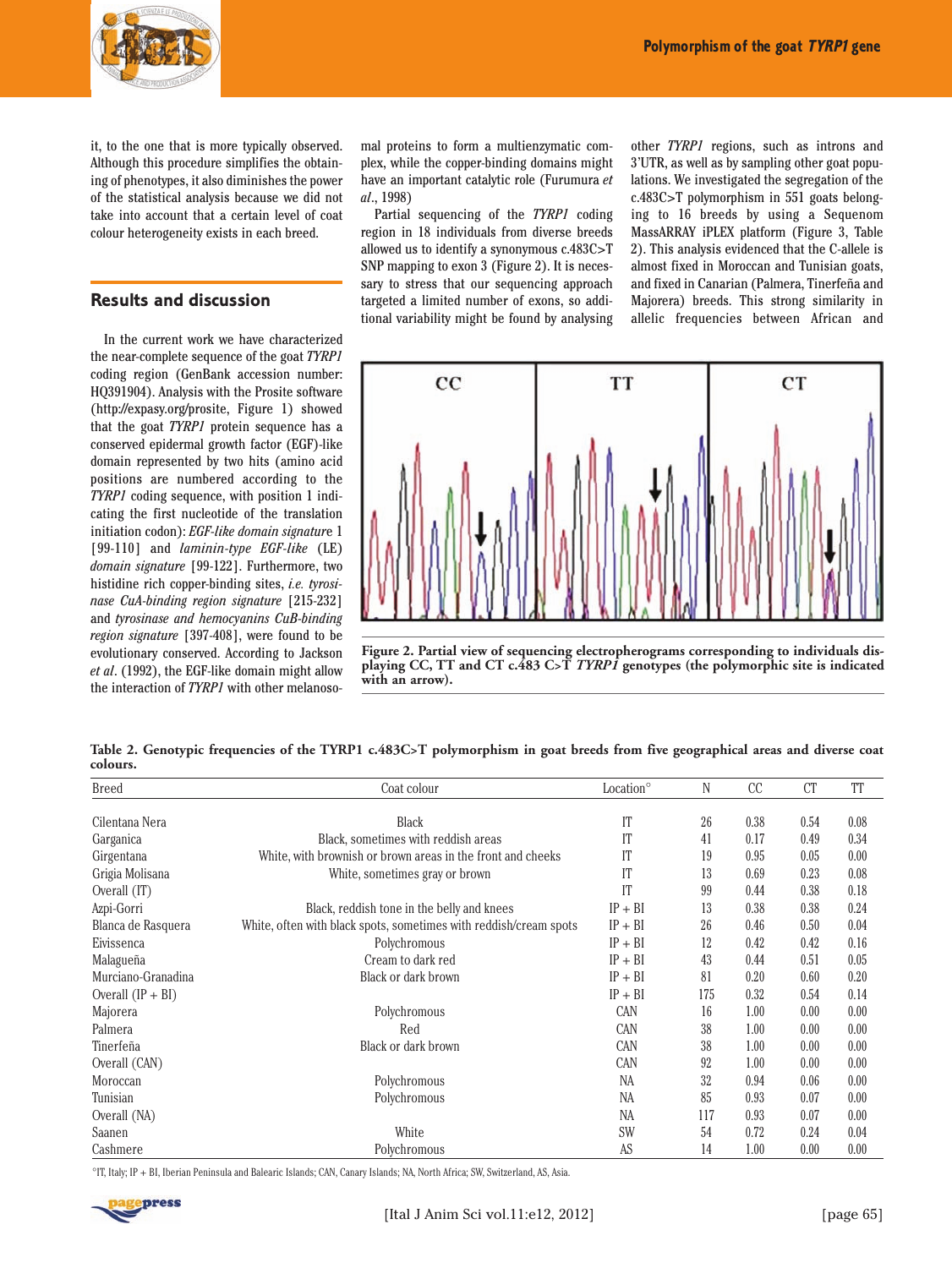it, to the one that is more typically observed. Although this procedure simplifies the obtaining of phenotypes, it also diminishes the power of the statistical analysis because we did not take into account that a certain level of coat colour heterogeneity exists in each breed.

## Results and discussion

In the current work we have characterized the near-complete sequence of the goat *TYRP1* coding region (GenBank accession number: HQ391904). Analysis with the Prosite software (http://expasy.org/prosite, Figure 1) showed that the goat *TYRP1* protein sequence has a conserved epidermal growth factor (EGF)-like domain represented by two hits (amino acid positions are numbered according to the *TYRP1* coding sequence, with position 1 indicating the first nucleotide of the translation initiation codon): *EGF-like domain signature* 1 [99-110] and *laminin-type EGF-like* (LE) *domain signature* [99-122]. Furthermore, two histidine rich copper-binding sites, *i.e. tyrosinase CuA-binding region signature* [215-232] and *tyrosinase and hemocyanins CuB-binding region signature* [397-408], were found to be evolutionary conserved. According to Jackson *et al*. (1992), the EGF-like domain might allow the interaction of *TYRP1* with other melanosomal proteins to form a multienzymatic complex, while the copper-binding domains might have an important catalytic role (Furumura *et al*., 1998)

Partial sequencing of the *TYRP1* coding region in 18 individuals from diverse breeds allowed us to identify a synonymous c.483C>T SNP mapping to exon 3 (Figure 2). It is necessary to stress that our sequencing approach targeted a limited number of exons, so additional variability might be found by analysing other *TYRP1* regions, such as introns and 3'UTR, as well as by sampling other goat populations. We investigated the segregation of the c.483C>T polymorphism in 551 goats belonging to 16 breeds by using a Sequenom MassARRAY iPLEX platform (Figure 3, Table 2). This analysis evidenced that the C-allele is almost fixed in Moroccan and Tunisian goats, and fixed in Canarian (Palmera, Tinerfeña and Majorera) breeds. This strong similarity in allelic frequencies between African and

**Figure 2. Partial view of sequencing electropherograms corresponding to individuals displaying CC, TT and CT c.483 C>T *TYRP1* genotypes (the polymorphic site is indicated with an arrow).**

**Table 2. Genotypic frequencies of the TYRP1 c.483C>T polymorphism in goat breeds from five geographical areas and diverse coat colours.**

| Breed | Coat colour | Location° | N | CC | CT | TT |
|---|---|---|---|---|---|---|
| Cilentana Nera | Black | IT | 26 | 0.38 | 0.54 | 0.08 |
| Garganica | Black, sometimes with reddish areas | IT | 41 | 0.17 | 0.49 | 0.34 |
| Girgentana | White, with brownish or brown areas in the front and cheeks | IT | 19 | 0.95 | 0.05 | 0.00 |
| Grigia Molisana | White, sometimes gray or brown | IT | 13 | 0.69 | 0.23 | 0.08 |
| Overall (IT) | | IT | 99 | 0.44 | 0.38 | 0.18 |
| Azpi-Gorri | Black, reddish tone in the belly and knees | IP + BI | 13 | 0.38 | 0.38 | 0.24 |
| Blanca de Rasquera | White, often with black spots, sometimes with reddish/cream spots | IP + BI | 26 | 0.46 | 0.50 | 0.04 |
| Eivissenca | Polychromous | IP + BI | 12 | 0.42 | 0.42 | 0.16 |
| Malagueña | Cream to dark red | IP + BI | 43 | 0.44 | 0.51 | 0.05 |
| Murciano-Granadina | Black or dark brown | IP + BI | 81 | 0.20 | 0.60 | 0.20 |
| Overall (IP + BI) | | IP + BI | 175 | 0.32 | 0.54 | 0.14 |
| Majorera | Polychromous | CAN | 16 | 1.00 | 0.00 | 0.00 |
| Palmera | Red | CAN | 38 | 1.00 | 0.00 | 0.00 |
| Tinerfeña | Black or dark brown | CAN | 38 | 1.00 | 0.00 | 0.00 |
| Overall (CAN) | | CAN | 92 | 1.00 | 0.00 | 0.00 |
| Moroccan | Polychromous | NA | 32 | 0.94 | 0.06 | 0.00 |
| Tunisian | Polychromous | NA | 85 | 0.93 | 0.07 | 0.00 |
| Overall (NA) | | NA | 117 | 0.93 | 0.07 | 0.00 |
| Saanen | White | SW | 54 | 0.72 | 0.24 | 0.04 |
| Cashmere | Polychromous | AS | 14 | 1.00 | 0.00 | 0.00 |

°IT, Italy; IP + BI, Iberian Peninsula and Balearic Islands; CAN, Canary Islands; NA, North Africa; SW, Switzerland, AS, Asia.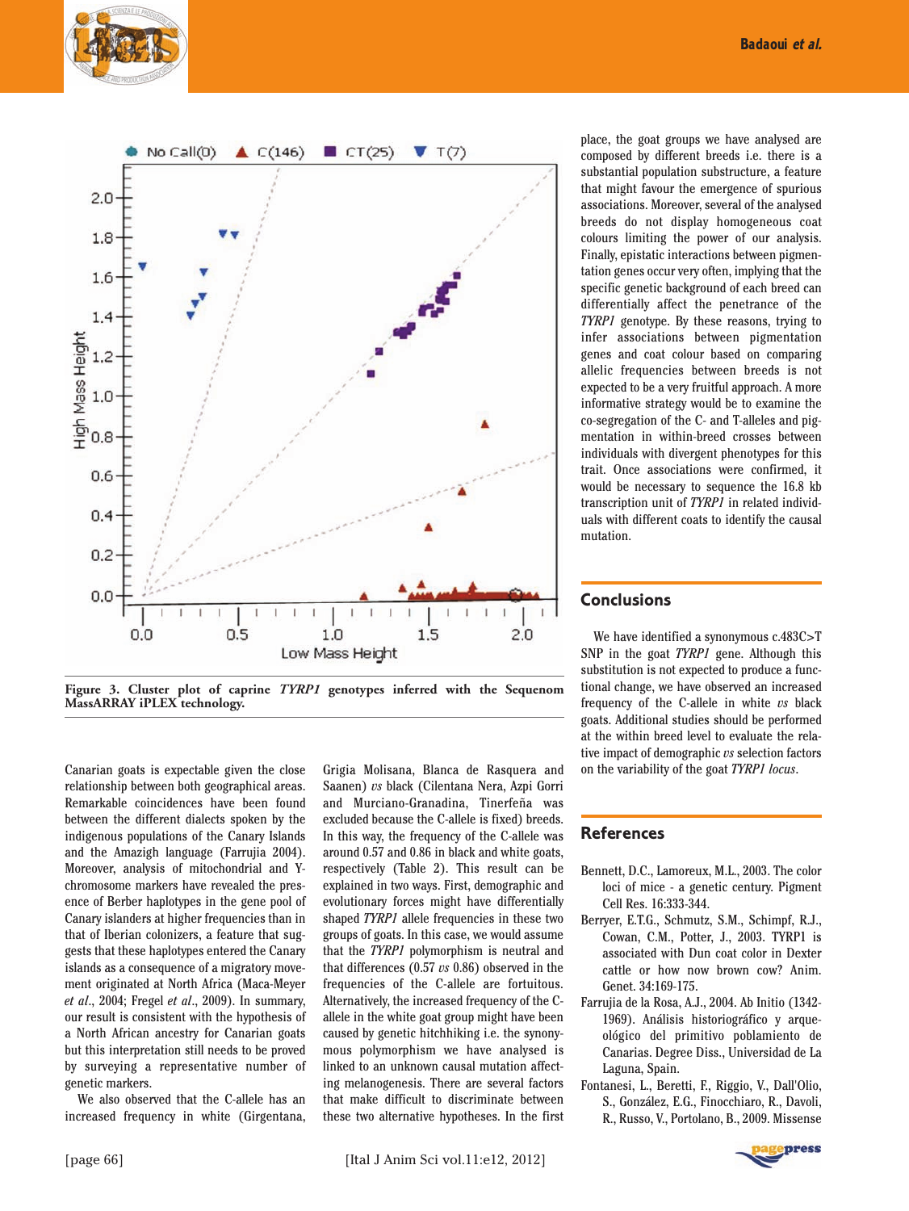Figure 3. Cluster plot of caprine *TYRP1* genotypes inferred with the Sequenom MassARRAY iPLEX technology.

Canarian goats is expectable given the close relationship between both geographical areas. Remarkable coincidences have been found between the different dialects spoken by the indigenous populations of the Canary Islands and the Amazigh language (Farrujia 2004). Moreover, analysis of mitochondrial and Y-chromosome markers have revealed the presence of Berber haplotypes in the gene pool of Canary islanders at higher frequencies than in that of Iberian colonizers, a feature that suggests that these haplotypes entered the Canary islands as a consequence of a migratory movement originated at North Africa (Maca-Meyer *et al*., 2004; Fregel *et al*., 2009). In summary, our result is consistent with the hypothesis of a North African ancestry for Canarian goats but this interpretation still needs to be proved by surveying a representative number of genetic markers.

We also observed that the C-allele has an increased frequency in white (Girgentana, Grigia Molisana, Blanca de Rasquera and Saanen) *vs* black (Cilentana Nera, Azpi Gorri and Murciano-Granadina, Tinerfeña was excluded because the C-allele is fixed) breeds. In this way, the frequency of the C-allele was around 0.57 and 0.86 in black and white goats, respectively (Table 2). This result can be explained in two ways. First, demographic and evolutionary forces might have differentially shaped *TYRP1* allele frequencies in these two groups of goats. In this case, we would assume that the *TYRP1* polymorphism is neutral and that differences (0.57 *vs* 0.86) observed in the frequencies of the C-allele are fortuitous. Alternatively, the increased frequency of the C-allele in the white goat group might have been caused by genetic hitchhiking i.e. the synonymous polymorphism we have analysed is linked to an unknown causal mutation affecting melanogenesis. There are several factors that make difficult to discriminate between these two alternative hypotheses. In the first place, the goat groups we have analysed are composed by different breeds i.e. there is a substantial population substructure, a feature that might favour the emergence of spurious associations. Moreover, several of the analysed breeds do not display homogeneous coat colours limiting the power of our analysis. Finally, epistatic interactions between pigmentation genes occur very often, implying that the specific genetic background of each breed can differentially affect the penetrance of the *TYRP1* genotype. By these reasons, trying to infer associations between pigmentation genes and coat colour based on comparing allelic frequencies between breeds is not expected to be a very fruitful approach. A more informative strategy would be to examine the co-segregation of the C- and T-alleles and pigmentation in within-breed crosses between individuals with divergent phenotypes for this trait. Once associations were confirmed, it would be necessary to sequence the 16.8 kb transcription unit of *TYRP1* in related individuals with different coats to identify the causal mutation.

## Conclusions

We have identified a synonymous c.483C>T SNP in the goat *TYRP1* gene. Although this substitution is not expected to produce a functional change, we have observed an increased frequency of the C-allele in white *vs* black goats. Additional studies should be performed at the within breed level to evaluate the relative impact of demographic *vs* selection factors on the variability of the goat *TYRP1 locus*.

## References

Bennett, D.C., Lamoreux, M.L., 2003. The color loci of mice - a genetic century. Pigment Cell Res. 16:333-344.

Berryer, E.T.G., Schmutz, S.M., Schimpf, R.J., Cowan, C.M., Potter, J., 2003. TYRP1 is associated with Dun coat color in Dexter cattle or how now brown cow? Anim. Genet. 34:169-175.

Farrujia de la Rosa, A.J., 2004. Ab Initio (1342-1969). Análisis historiográfico y arqueológico del primitivo poblamiento de Canarias. Degree Diss., Universidad de La Laguna, Spain.

Fontanesi, L., Beretti, F., Riggio, V., Dall'Olio, S., González, E.G., Finocchiaro, R., Davoli, R., Russo, V., Portolano, B., 2009. Missense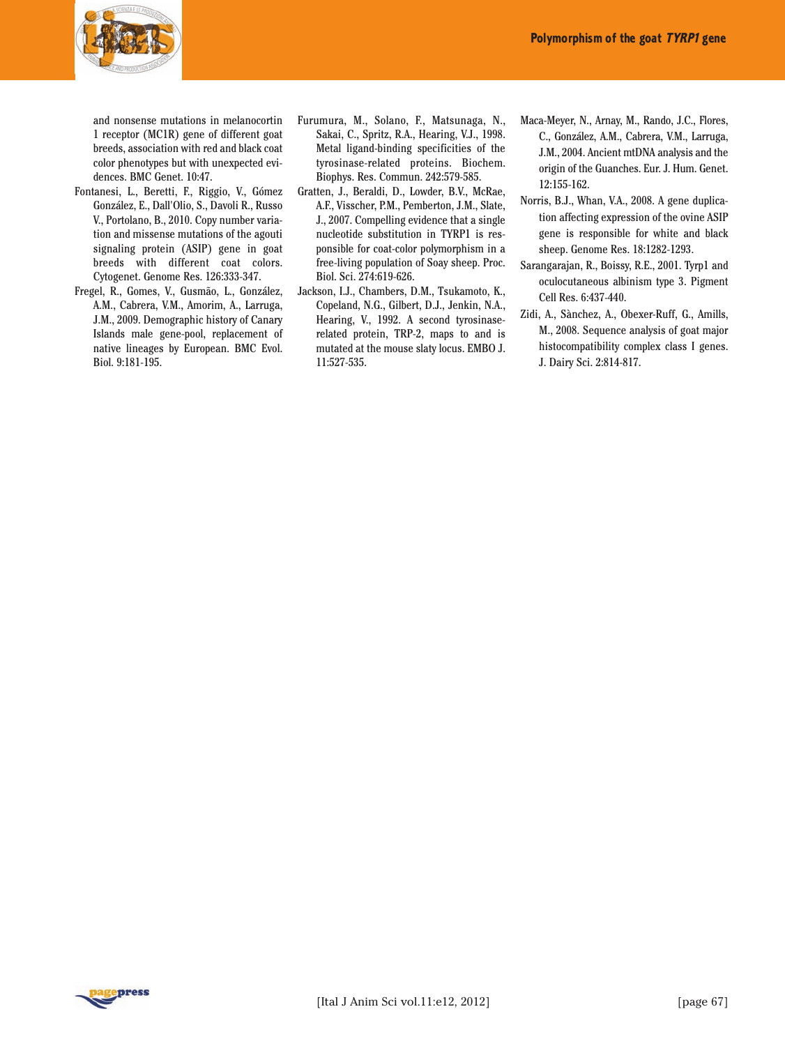and nonsense mutations in melanocortin 1 receptor (MC1R) gene of different goat breeds, association with red and black coat color phenotypes but with unexpected evidences. BMC Genet. 10:47.

Fontanesi, L., Beretti, F., Riggio, V., Gómez González, E., Dall'Olio, S., Davoli R., Russo V., Portolano, B., 2010. Copy number variation and missense mutations of the agouti signaling protein (ASIP) gene in goat breeds with different coat colors. Cytogenet. Genome Res. 126:333-347.

Fregel, R., Gomes, V., Gusmão, L., González, A.M., Cabrera, V.M., Amorim, A., Larruga, J.M., 2009. Demographic history of Canary Islands male gene-pool, replacement of native lineages by European. BMC Evol. Biol. 9:181-195.

Furumura, M., Solano, F., Matsunaga, N., Sakai, C., Spritz, R.A., Hearing, V.J., 1998. Metal ligand-binding specificities of the tyrosinase-related proteins. Biochem. Biophys. Res. Commun. 242:579-585.

Gratten, J., Beraldi, D., Lowder, B.V., McRae, A.F., Visscher, P.M., Pemberton, J.M., Slate, J., 2007. Compelling evidence that a single nucleotide substitution in TYRP1 is responsible for coat-color polymorphism in a free-living population of Soay sheep. Proc. Biol. Sci. 274:619-626.

Jackson, I.J., Chambers, D.M., Tsukamoto, K., Copeland, N.G., Gilbert, D.J., Jenkin, N.A., Hearing, V., 1992. A second tyrosinase-related protein, TRP-2, maps to and is mutated at the mouse slaty locus. EMBO J. 11:527-535.

Maca-Meyer, N., Arnay, M., Rando, J.C., Flores, C., González, A.M., Cabrera, V.M., Larruga, J.M., 2004. Ancient mtDNA analysis and the origin of the Guanches. Eur. J. Hum. Genet. 12:155-162.

Norris, B.J., Whan, V.A., 2008. A gene duplication affecting expression of the ovine ASIP gene is responsible for white and black sheep. Genome Res. 18:1282-1293.

Sarangarajan, R., Boissy, R.E., 2001. Tyrp1 and oculocutaneous albinism type 3. Pigment Cell Res. 6:437-440.

Zidi, A., Sànchez, A., Obexer-Ruff, G., Amills, M., 2008. Sequence analysis of goat major histocompatibility complex class I genes. J. Dairy Sci. 2:814-817.